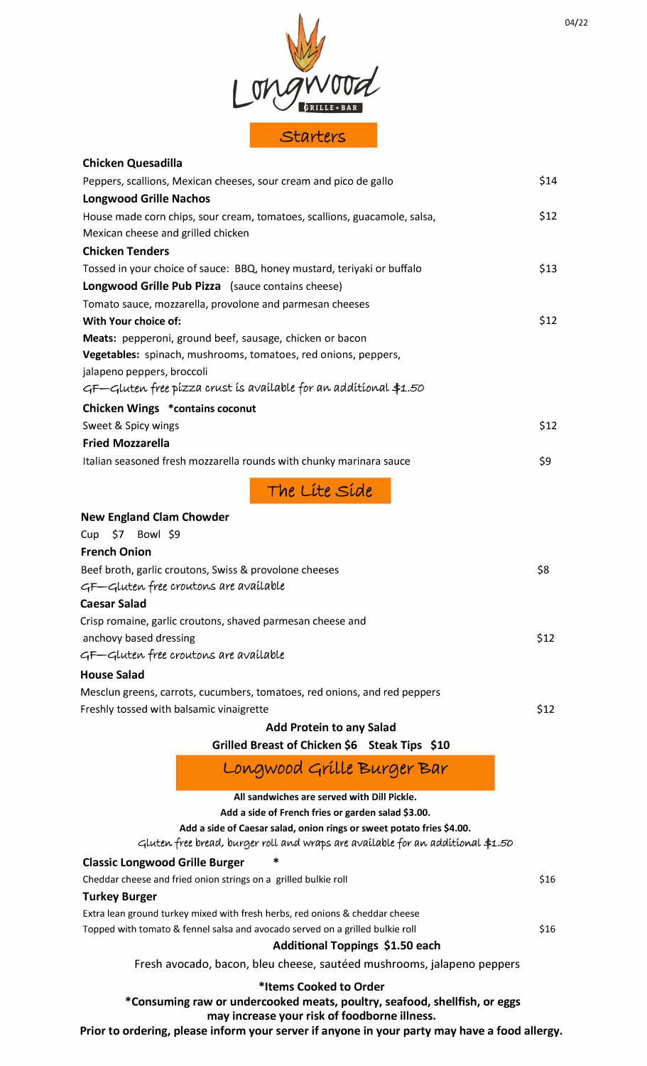# Longwood GRILLE + BAR

## Starters

**Chicken Quesadilla**
Peppers, scallions, Mexican cheeses, sour cream and pico de gallo — $14

**Longwood Grille Nachos**
House made corn chips, sour cream, tomatoes, scallions, guacamole, salsa, Mexican cheese and grilled chicken — $12

**Chicken Tenders**
Tossed in your choice of sauce: BBQ, honey mustard, teriyaki or buffalo — $13

**Longwood Grille Pub Pizza** (sauce contains cheese)
Tomato sauce, mozzarella, provolone and parmesan cheeses
**With Your choice of:** — $12
**Meats:** pepperoni, ground beef, sausage, chicken or bacon
**Vegetables:** spinach, mushrooms, tomatoes, red onions, peppers, jalapeno peppers, broccoli
*GF—Gluten free pizza crust is available for an additional $1.50*

**Chicken Wings** ***contains coconut**
Sweet & Spicy wings — $12

**Fried Mozzarella**
Italian seasoned fresh mozzarella rounds with chunky marinara sauce — $9

## The Lite Side

**New England Clam Chowder**
Cup $7 Bowl $9

**French Onion**
Beef broth, garlic croutons, Swiss & provolone cheeses — $8
*GF—Gluten free croutons are available*

**Caesar Salad**
Crisp romaine, garlic croutons, shaved parmesan cheese and anchovy based dressing — $12
*GF—Gluten free croutons are available*

**House Salad**
Mesclun greens, carrots, cucumbers, tomatoes, red onions, and red peppers
Freshly tossed with balsamic vinaigrette — $12

**Add Protein to any Salad**
**Grilled Breast of Chicken $6 Steak Tips $10**

## Longwood Grille Burger Bar

**All sandwiches are served with Dill Pickle.**
**Add a side of French fries or garden salad $3.00.**
**Add a side of Caesar salad, onion rings or sweet potato fries $4.00.**
*Gluten free bread, burger roll and wraps are available for an additional $1.50*

**Classic Longwood Grille Burger** *
Cheddar cheese and fried onion strings on a grilled bulkie roll — $16

**Turkey Burger**
Extra lean ground turkey mixed with fresh herbs, red onions & cheddar cheese
Topped with tomato & fennel salsa and avocado served on a grilled bulkie roll — $16

**Additional Toppings $1.50 each**
Fresh avocado, bacon, bleu cheese, sautéed mushrooms, jalapeno peppers

**\*Items Cooked to Order**
**\*Consuming raw or undercooked meats, poultry, seafood, shellfish, or eggs may increase your risk of foodborne illness.**
**Prior to ordering, please inform your server if anyone in your party may have a food allergy.**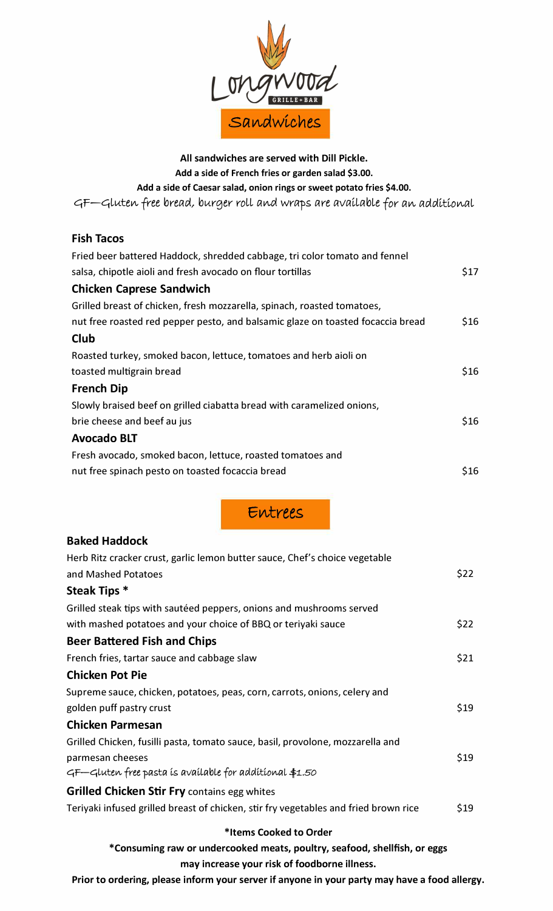# Longwood GRILLE + BAR

## Sandwiches

**All sandwiches are served with Dill Pickle.**
**Add a side of French fries or garden salad $3.00.**
**Add a side of Caesar salad, onion rings or sweet potato fries $4.00.**

GF—Gluten free bread, burger roll and wraps are available for an additional

### Fish Tacos

Fried beer battered Haddock, shredded cabbage, tri color tomato and fennel salsa, chipotle aioli and fresh avocado on flour tortillas — $17

### Chicken Caprese Sandwich

Grilled breast of chicken, fresh mozzarella, spinach, roasted tomatoes, nut free roasted red pepper pesto, and balsamic glaze on toasted focaccia bread — $16

### Club

Roasted turkey, smoked bacon, lettuce, tomatoes and herb aioli on toasted multigrain bread — $16

### French Dip

Slowly braised beef on grilled ciabatta bread with caramelized onions, brie cheese and beef au jus — $16

### Avocado BLT

Fresh avocado, smoked bacon, lettuce, roasted tomatoes and nut free spinach pesto on toasted focaccia bread — $16

## Entrees

### Baked Haddock

Herb Ritz cracker crust, garlic lemon butter sauce, Chef's choice vegetable and Mashed Potatoes — $22

### Steak Tips *

Grilled steak tips with sautéed peppers, onions and mushrooms served with mashed potatoes and your choice of BBQ or teriyaki sauce — $22

### Beer Battered Fish and Chips

French fries, tartar sauce and cabbage slaw — $21

### Chicken Pot Pie

Supreme sauce, chicken, potatoes, peas, corn, carrots, onions, celery and golden puff pastry crust — $19

### Chicken Parmesan

Grilled Chicken, fusilli pasta, tomato sauce, basil, provolone, mozzarella and parmesan cheeses — $19

GF—Gluten free pasta is available for additional $1.50

### Grilled Chicken Stir Fry contains egg whites

Teriyaki infused grilled breast of chicken, stir fry vegetables and fried brown rice — $19

**\*Items Cooked to Order**

**\*Consuming raw or undercooked meats, poultry, seafood, shellfish, or eggs may increase your risk of foodborne illness.**

**Prior to ordering, please inform your server if anyone in your party may have a food allergy.**